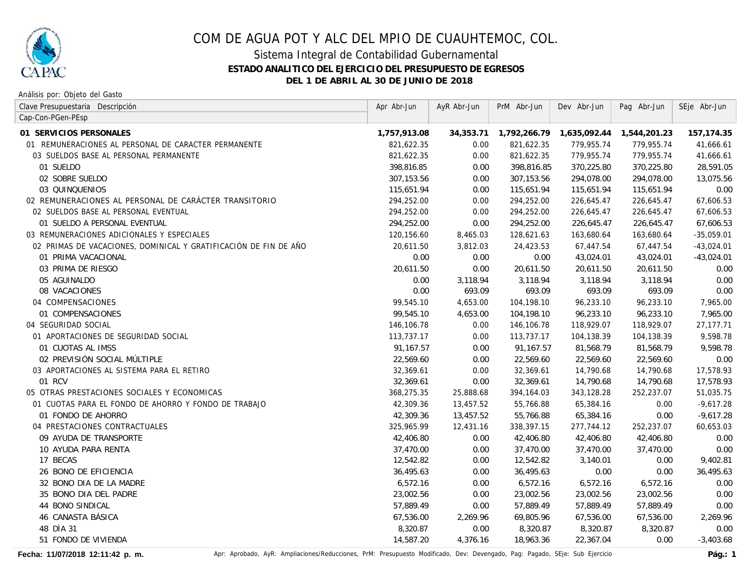# COM DE AGUA POT Y ALC DEL MPIO DE CUAUHTEMOC, COL.

## Sistema Integral de Contabilidad Gubernamental

**ESTADO ANALITICO DEL EJERCICIO DEL PRESUPUESTO DE EGRESOS**

**DEL 1 DE ABRIL AL 30 DE JUNIO DE 2018**

Análisis por: Objeto del Gasto

| Clave Presupuestaria Descripción<br>Cap-Con-PGen-PEsp | Apr Abr-Jun | AyR Abr-Jun | PrM Abr-Jun | Dev Abr-Jun | Pag Abr-Jun | SEje Abr-Jun |
|---|---|---|---|---|---|---|
| **01 SERVICIOS PERSONALES** | **1,757,913.08** | **34,353.71** | **1,792,266.79** | **1,635,092.44** | **1,544,201.23** | **157,174.35** |
| 01 REMUNERACIONES AL PERSONAL DE CARACTER PERMANENTE | 821,622.35 | 0.00 | 821,622.35 | 779,955.74 | 779,955.74 | 41,666.61 |
| 03 SUELDOS BASE AL PERSONAL PERMANENTE | 821,622.35 | 0.00 | 821,622.35 | 779,955.74 | 779,955.74 | 41,666.61 |
| 01 SUELDO | 398,816.85 | 0.00 | 398,816.85 | 370,225.80 | 370,225.80 | 28,591.05 |
| 02 SOBRE SUELDO | 307,153.56 | 0.00 | 307,153.56 | 294,078.00 | 294,078.00 | 13,075.56 |
| 03 QUINQUENIOS | 115,651.94 | 0.00 | 115,651.94 | 115,651.94 | 115,651.94 | 0.00 |
| 02 REMUNERACIONES AL PERSONAL DE CARÁCTER TRANSITORIO | 294,252.00 | 0.00 | 294,252.00 | 226,645.47 | 226,645.47 | 67,606.53 |
| 02 SUELDOS BASE AL PERSONAL EVENTUAL | 294,252.00 | 0.00 | 294,252.00 | 226,645.47 | 226,645.47 | 67,606.53 |
| 01 SUELDO A PERSONAL EVENTUAL | 294,252.00 | 0.00 | 294,252.00 | 226,645.47 | 226,645.47 | 67,606.53 |
| 03 REMUNERACIONES ADICIONALES Y ESPECIALES | 120,156.60 | 8,465.03 | 128,621.63 | 163,680.64 | 163,680.64 | -35,059.01 |
| 02 PRIMAS DE VACACIONES, DOMINICAL Y GRATIFICACIÓN DE FIN DE AÑO | 20,611.50 | 3,812.03 | 24,423.53 | 67,447.54 | 67,447.54 | -43,024.01 |
| 01 PRIMA VACACIONAL | 0.00 | 0.00 | 0.00 | 43,024.01 | 43,024.01 | -43,024.01 |
| 03 PRIMA DE RIESGO | 20,611.50 | 0.00 | 20,611.50 | 20,611.50 | 20,611.50 | 0.00 |
| 05 AGUINALDO | 0.00 | 3,118.94 | 3,118.94 | 3,118.94 | 3,118.94 | 0.00 |
| 08 VACACIONES | 0.00 | 693.09 | 693.09 | 693.09 | 693.09 | 0.00 |
| 04 COMPENSACIONES | 99,545.10 | 4,653.00 | 104,198.10 | 96,233.10 | 96,233.10 | 7,965.00 |
| 01 COMPENSACIONES | 99,545.10 | 4,653.00 | 104,198.10 | 96,233.10 | 96,233.10 | 7,965.00 |
| 04 SEGURIDAD SOCIAL | 146,106.78 | 0.00 | 146,106.78 | 118,929.07 | 118,929.07 | 27,177.71 |
| 01 APORTACIONES DE SEGURIDAD SOCIAL | 113,737.17 | 0.00 | 113,737.17 | 104,138.39 | 104,138.39 | 9,598.78 |
| 01 CUOTAS AL IMSS | 91,167.57 | 0.00 | 91,167.57 | 81,568.79 | 81,568.79 | 9,598.78 |
| 02 PREVISIÓN SOCIAL MÚLTIPLE | 22,569.60 | 0.00 | 22,569.60 | 22,569.60 | 22,569.60 | 0.00 |
| 03 APORTACIONES AL SISTEMA PARA EL RETIRO | 32,369.61 | 0.00 | 32,369.61 | 14,790.68 | 14,790.68 | 17,578.93 |
| 01 RCV | 32,369.61 | 0.00 | 32,369.61 | 14,790.68 | 14,790.68 | 17,578.93 |
| 05 OTRAS PRESTACIONES SOCIALES Y ECONOMICAS | 368,275.35 | 25,888.68 | 394,164.03 | 343,128.28 | 252,237.07 | 51,035.75 |
| 01 CUOTAS PARA EL FONDO DE AHORRO Y FONDO DE TRABAJO | 42,309.36 | 13,457.52 | 55,766.88 | 65,384.16 | 0.00 | -9,617.28 |
| 01 FONDO DE AHORRO | 42,309.36 | 13,457.52 | 55,766.88 | 65,384.16 | 0.00 | -9,617.28 |
| 04 PRESTACIONES CONTRACTUALES | 325,965.99 | 12,431.16 | 338,397.15 | 277,744.12 | 252,237.07 | 60,653.03 |
| 09 AYUDA DE TRANSPORTE | 42,406.80 | 0.00 | 42,406.80 | 42,406.80 | 42,406.80 | 0.00 |
| 10 AYUDA PARA RENTA | 37,470.00 | 0.00 | 37,470.00 | 37,470.00 | 37,470.00 | 0.00 |
| 17 BECAS | 12,542.82 | 0.00 | 12,542.82 | 3,140.01 | 0.00 | 9,402.81 |
| 26 BONO DE EFICIENCIA | 36,495.63 | 0.00 | 36,495.63 | 0.00 | 0.00 | 36,495.63 |
| 32 BONO DIA DE LA MADRE | 6,572.16 | 0.00 | 6,572.16 | 6,572.16 | 6,572.16 | 0.00 |
| 35 BONO DIA DEL PADRE | 23,002.56 | 0.00 | 23,002.56 | 23,002.56 | 23,002.56 | 0.00 |
| 44 BONO SINDICAL | 57,889.49 | 0.00 | 57,889.49 | 57,889.49 | 57,889.49 | 0.00 |
| 46 CANASTA BÁSICA | 67,536.00 | 2,269.96 | 69,805.96 | 67,536.00 | 67,536.00 | 2,269.96 |
| 48 DÌA 31 | 8,320.87 | 0.00 | 8,320.87 | 8,320.87 | 8,320.87 | 0.00 |
| 51 FONDO DE VIVIENDA | 14,587.20 | 4,376.16 | 18,963.36 | 22,367.04 | 0.00 | -3,403.68 |

Fecha: 11/07/2018 12:11:42 p. m.

Apr: Aprobado, AyR: Ampliaciones/Reducciones, PrM: Presupuesto Modificado, Dev: Devengado, Pag: Pagado, SEje: Sub Ejercicio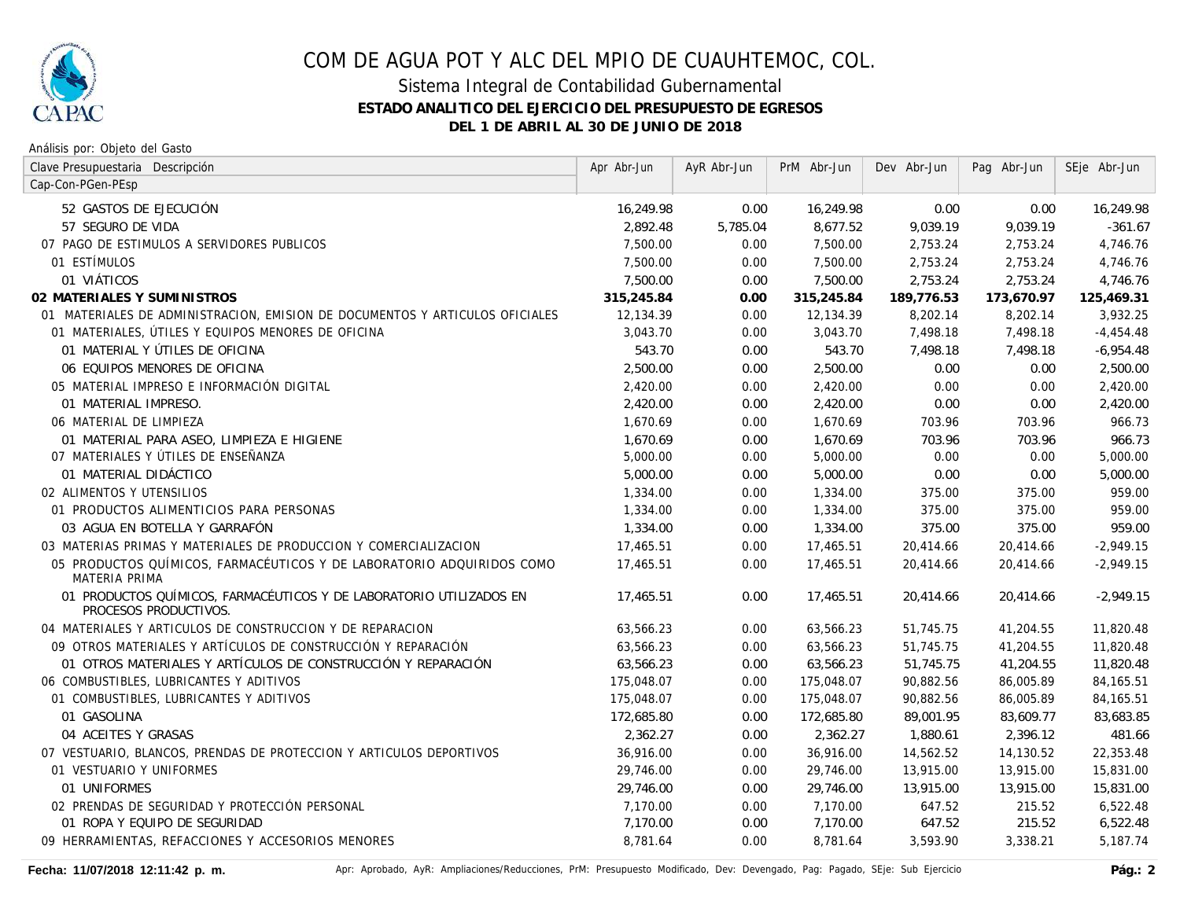# COM DE AGUA POT Y ALC DEL MPIO DE CUAUHTEMOC, COL.

## Sistema Integral de Contabilidad Gubernamental

**ESTADO ANALITICO DEL EJERCICIO DEL PRESUPUESTO DE EGRESOS**

**DEL 1 DE ABRIL AL 30 DE JUNIO DE 2018**

Análisis por: Objeto del Gasto

| Clave Presupuestaria Descripción<br>Cap-Con-PGen-PEsp | Apr Abr-Jun | AyR Abr-Jun | PrM Abr-Jun | Dev Abr-Jun | Pag Abr-Jun | SEje Abr-Jun |
|---|---|---|---|---|---|---|
| 52 GASTOS DE EJECUCIÓN | 16,249.98 | 0.00 | 16,249.98 | 0.00 | 0.00 | 16,249.98 |
| 57 SEGURO DE VIDA | 2,892.48 | 5,785.04 | 8,677.52 | 9,039.19 | 9,039.19 | -361.67 |
| 07 PAGO DE ESTIMULOS A SERVIDORES PUBLICOS | 7,500.00 | 0.00 | 7,500.00 | 2,753.24 | 2,753.24 | 4,746.76 |
| 01 ESTÍMULOS | 7,500.00 | 0.00 | 7,500.00 | 2,753.24 | 2,753.24 | 4,746.76 |
| 01 VIÁTICOS | 7,500.00 | 0.00 | 7,500.00 | 2,753.24 | 2,753.24 | 4,746.76 |
| **02 MATERIALES Y SUMINISTROS** | **315,245.84** | **0.00** | **315,245.84** | **189,776.53** | **173,670.97** | **125,469.31** |
| 01 MATERIALES DE ADMINISTRACION, EMISION DE DOCUMENTOS Y ARTICULOS OFICIALES | 12,134.39 | 0.00 | 12,134.39 | 8,202.14 | 8,202.14 | 3,932.25 |
| 01 MATERIALES, ÚTILES Y EQUIPOS MENORES DE OFICINA | 3,043.70 | 0.00 | 3,043.70 | 7,498.18 | 7,498.18 | -4,454.48 |
| 01 MATERIAL Y ÚTILES DE OFICINA | 543.70 | 0.00 | 543.70 | 7,498.18 | 7,498.18 | -6,954.48 |
| 06 EQUIPOS MENORES DE OFICINA | 2,500.00 | 0.00 | 2,500.00 | 0.00 | 0.00 | 2,500.00 |
| 05 MATERIAL IMPRESO E INFORMACIÓN DIGITAL | 2,420.00 | 0.00 | 2,420.00 | 0.00 | 0.00 | 2,420.00 |
| 01 MATERIAL IMPRESO. | 2,420.00 | 0.00 | 2,420.00 | 0.00 | 0.00 | 2,420.00 |
| 06 MATERIAL DE LIMPIEZA | 1,670.69 | 0.00 | 1,670.69 | 703.96 | 703.96 | 966.73 |
| 01 MATERIAL PARA ASEO, LIMPIEZA E HIGIENE | 1,670.69 | 0.00 | 1,670.69 | 703.96 | 703.96 | 966.73 |
| 07 MATERIALES Y ÚTILES DE ENSEÑANZA | 5,000.00 | 0.00 | 5,000.00 | 0.00 | 0.00 | 5,000.00 |
| 01 MATERIAL DIDÁCTICO | 5,000.00 | 0.00 | 5,000.00 | 0.00 | 0.00 | 5,000.00 |
| 02 ALIMENTOS Y UTENSILIOS | 1,334.00 | 0.00 | 1,334.00 | 375.00 | 375.00 | 959.00 |
| 01 PRODUCTOS ALIMENTICIOS PARA PERSONAS | 1,334.00 | 0.00 | 1,334.00 | 375.00 | 375.00 | 959.00 |
| 03 AGUA EN BOTELLA Y GARRAFÓN | 1,334.00 | 0.00 | 1,334.00 | 375.00 | 375.00 | 959.00 |
| 03 MATERIAS PRIMAS Y MATERIALES DE PRODUCCION Y COMERCIALIZACION | 17,465.51 | 0.00 | 17,465.51 | 20,414.66 | 20,414.66 | -2,949.15 |
| 05 PRODUCTOS QUÍMICOS, FARMACÉUTICOS Y DE LABORATORIO ADQUIRIDOS COMO MATERIA PRIMA | 17,465.51 | 0.00 | 17,465.51 | 20,414.66 | 20,414.66 | -2,949.15 |
| 01 PRODUCTOS QUÍMICOS, FARMACÉUTICOS Y DE LABORATORIO UTILIZADOS EN PROCESOS PRODUCTIVOS. | 17,465.51 | 0.00 | 17,465.51 | 20,414.66 | 20,414.66 | -2,949.15 |
| 04 MATERIALES Y ARTICULOS DE CONSTRUCCION Y DE REPARACION | 63,566.23 | 0.00 | 63,566.23 | 51,745.75 | 41,204.55 | 11,820.48 |
| 09 OTROS MATERIALES Y ARTÍCULOS DE CONSTRUCCIÓN Y REPARACIÓN | 63,566.23 | 0.00 | 63,566.23 | 51,745.75 | 41,204.55 | 11,820.48 |
| 01 OTROS MATERIALES Y ARTÍCULOS DE CONSTRUCCIÓN Y REPARACIÓN | 63,566.23 | 0.00 | 63,566.23 | 51,745.75 | 41,204.55 | 11,820.48 |
| 06 COMBUSTIBLES, LUBRICANTES Y ADITIVOS | 175,048.07 | 0.00 | 175,048.07 | 90,882.56 | 86,005.89 | 84,165.51 |
| 01 COMBUSTIBLES, LUBRICANTES Y ADITIVOS | 175,048.07 | 0.00 | 175,048.07 | 90,882.56 | 86,005.89 | 84,165.51 |
| 01 GASOLINA | 172,685.80 | 0.00 | 172,685.80 | 89,001.95 | 83,609.77 | 83,683.85 |
| 04 ACEITES Y GRASAS | 2,362.27 | 0.00 | 2,362.27 | 1,880.61 | 2,396.12 | 481.66 |
| 07 VESTUARIO, BLANCOS, PRENDAS DE PROTECCION Y ARTICULOS DEPORTIVOS | 36,916.00 | 0.00 | 36,916.00 | 14,562.52 | 14,130.52 | 22,353.48 |
| 01 VESTUARIO Y UNIFORMES | 29,746.00 | 0.00 | 29,746.00 | 13,915.00 | 13,915.00 | 15,831.00 |
| 01 UNIFORMES | 29,746.00 | 0.00 | 29,746.00 | 13,915.00 | 13,915.00 | 15,831.00 |
| 02 PRENDAS DE SEGURIDAD Y PROTECCIÓN PERSONAL | 7,170.00 | 0.00 | 7,170.00 | 647.52 | 215.52 | 6,522.48 |
| 01 ROPA Y EQUIPO DE SEGURIDAD | 7,170.00 | 0.00 | 7,170.00 | 647.52 | 215.52 | 6,522.48 |
| 09 HERRAMIENTAS, REFACCIONES Y ACCESORIOS MENORES | 8,781.64 | 0.00 | 8,781.64 | 3,593.90 | 3,338.21 | 5,187.74 |

**Fecha: 11/07/2018 12:11:42 p. m.**

Apr: Aprobado, AyR: Ampliaciones/Reducciones, PrM: Presupuesto Modificado, Dev: Devengado, Pag: Pagado, SEje: Sub Ejercicio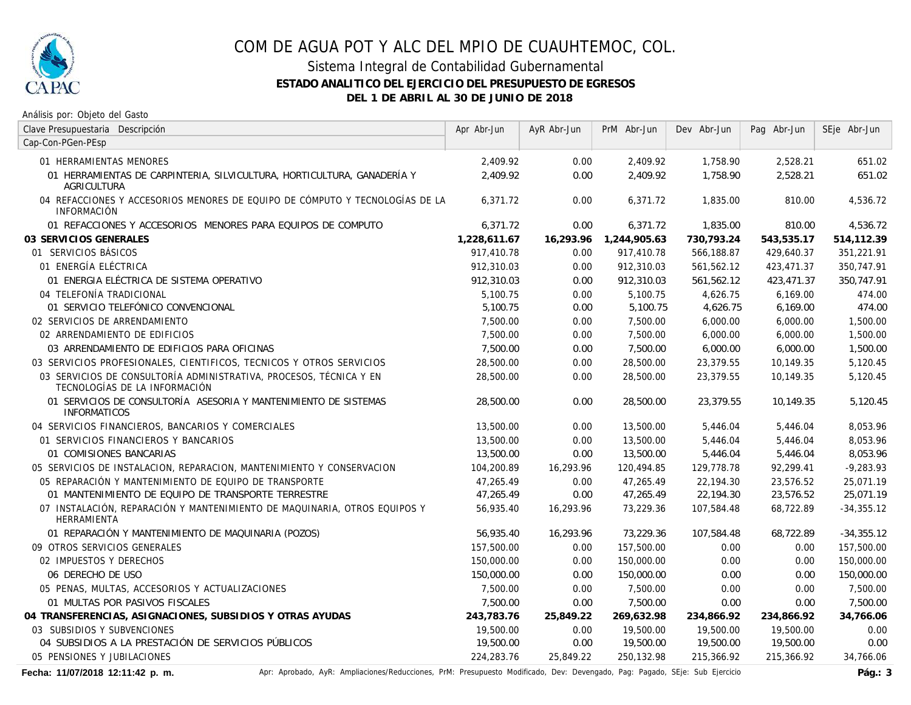# COM DE AGUA POT Y ALC DEL MPIO DE CUAUHTEMOC, COL.

## Sistema Integral de Contabilidad Gubernamental

**ESTADO ANALITICO DEL EJERCICIO DEL PRESUPUESTO DE EGRESOS**

**DEL 1 DE ABRIL AL 30 DE JUNIO DE 2018**

Análisis por: Objeto del Gasto

| Clave Presupuestaria Descripción<br>Cap-Con-PGen-PEsp | Apr Abr-Jun | AyR Abr-Jun | PrM Abr-Jun | Dev Abr-Jun | Pag Abr-Jun | SEje Abr-Jun |
|---|---|---|---|---|---|---|
| 01 HERRAMIENTAS MENORES | 2,409.92 | 0.00 | 2,409.92 | 1,758.90 | 2,528.21 | 651.02 |
| 01 HERRAMIENTAS DE CARPINTERIA, SILVICULTURA, HORTICULTURA, GANADERÍA Y AGRICULTURA | 2,409.92 | 0.00 | 2,409.92 | 1,758.90 | 2,528.21 | 651.02 |
| 04 REFACCIONES Y ACCESORIOS MENORES DE EQUIPO DE CÓMPUTO Y TECNOLOGÍAS DE LA INFORMACIÓN | 6,371.72 | 0.00 | 6,371.72 | 1,835.00 | 810.00 | 4,536.72 |
| 01 REFACCIONES Y ACCESORIOS MENORES PARA EQUIPOS DE COMPUTO | 6,371.72 | 0.00 | 6,371.72 | 1,835.00 | 810.00 | 4,536.72 |
| **03 SERVICIOS GENERALES** | **1,228,611.67** | **16,293.96** | **1,244,905.63** | **730,793.24** | **543,535.17** | **514,112.39** |
| 01 SERVICIOS BÁSICOS | 917,410.78 | 0.00 | 917,410.78 | 566,188.87 | 429,640.37 | 351,221.91 |
| 01 ENERGÍA ELÉCTRICA | 912,310.03 | 0.00 | 912,310.03 | 561,562.12 | 423,471.37 | 350,747.91 |
| 01 ENERGIA ELÉCTRICA DE SISTEMA OPERATIVO | 912,310.03 | 0.00 | 912,310.03 | 561,562.12 | 423,471.37 | 350,747.91 |
| 04 TELEFONÍA TRADICIONAL | 5,100.75 | 0.00 | 5,100.75 | 4,626.75 | 6,169.00 | 474.00 |
| 01 SERVICIO TELEFÓNICO CONVENCIONAL | 5,100.75 | 0.00 | 5,100.75 | 4,626.75 | 6,169.00 | 474.00 |
| 02 SERVICIOS DE ARRENDAMIENTO | 7,500.00 | 0.00 | 7,500.00 | 6,000.00 | 6,000.00 | 1,500.00 |
| 02 ARRENDAMIENTO DE EDIFICIOS | 7,500.00 | 0.00 | 7,500.00 | 6,000.00 | 6,000.00 | 1,500.00 |
| 03 ARRENDAMIENTO DE EDIFICIOS PARA OFICINAS | 7,500.00 | 0.00 | 7,500.00 | 6,000.00 | 6,000.00 | 1,500.00 |
| 03 SERVICIOS PROFESIONALES, CIENTIFICOS, TECNICOS Y OTROS SERVICIOS | 28,500.00 | 0.00 | 28,500.00 | 23,379.55 | 10,149.35 | 5,120.45 |
| 03 SERVICIOS DE CONSULTORÍA ADMINISTRATIVA, PROCESOS, TÉCNICA Y EN TECNOLOGÍAS DE LA INFORMACIÓN | 28,500.00 | 0.00 | 28,500.00 | 23,379.55 | 10,149.35 | 5,120.45 |
| 01 SERVICIOS DE CONSULTORÍA ASESORIA Y MANTENIMIENTO DE SISTEMAS INFORMATICOS | 28,500.00 | 0.00 | 28,500.00 | 23,379.55 | 10,149.35 | 5,120.45 |
| 04 SERVICIOS FINANCIEROS, BANCARIOS Y COMERCIALES | 13,500.00 | 0.00 | 13,500.00 | 5,446.04 | 5,446.04 | 8,053.96 |
| 01 SERVICIOS FINANCIEROS Y BANCARIOS | 13,500.00 | 0.00 | 13,500.00 | 5,446.04 | 5,446.04 | 8,053.96 |
| 01 COMISIONES BANCARIAS | 13,500.00 | 0.00 | 13,500.00 | 5,446.04 | 5,446.04 | 8,053.96 |
| 05 SERVICIOS DE INSTALACION, REPARACION, MANTENIMIENTO Y CONSERVACION | 104,200.89 | 16,293.96 | 120,494.85 | 129,778.78 | 92,299.41 | -9,283.93 |
| 05 REPARACIÓN Y MANTENIMIENTO DE EQUIPO DE TRANSPORTE | 47,265.49 | 0.00 | 47,265.49 | 22,194.30 | 23,576.52 | 25,071.19 |
| 01 MANTENIMIENTO DE EQUIPO DE TRANSPORTE TERRESTRE | 47,265.49 | 0.00 | 47,265.49 | 22,194.30 | 23,576.52 | 25,071.19 |
| 07 INSTALACIÓN, REPARACIÓN Y MANTENIMIENTO DE MAQUINARIA, OTROS EQUIPOS Y HERRAMIENTA | 56,935.40 | 16,293.96 | 73,229.36 | 107,584.48 | 68,722.89 | -34,355.12 |
| 01 REPARACIÓN Y MANTENIMIENTO DE MAQUINARIA (POZOS) | 56,935.40 | 16,293.96 | 73,229.36 | 107,584.48 | 68,722.89 | -34,355.12 |
| 09 OTROS SERVICIOS GENERALES | 157,500.00 | 0.00 | 157,500.00 | 0.00 | 0.00 | 157,500.00 |
| 02 IMPUESTOS Y DERECHOS | 150,000.00 | 0.00 | 150,000.00 | 0.00 | 0.00 | 150,000.00 |
| 06 DERECHO DE USO | 150,000.00 | 0.00 | 150,000.00 | 0.00 | 0.00 | 150,000.00 |
| 05 PENAS, MULTAS, ACCESORIOS Y ACTUALIZACIONES | 7,500.00 | 0.00 | 7,500.00 | 0.00 | 0.00 | 7,500.00 |
| 01 MULTAS POR PASIVOS FISCALES | 7,500.00 | 0.00 | 7,500.00 | 0.00 | 0.00 | 7,500.00 |
| **04 TRANSFERENCIAS, ASIGNACIONES, SUBSIDIOS Y OTRAS AYUDAS** | **243,783.76** | **25,849.22** | **269,632.98** | **234,866.92** | **234,866.92** | **34,766.06** |
| 03 SUBSIDIOS Y SUBVENCIONES | 19,500.00 | 0.00 | 19,500.00 | 19,500.00 | 19,500.00 | 0.00 |
| 04 SUBSIDIOS A LA PRESTACIÓN DE SERVICIOS PÚBLICOS | 19,500.00 | 0.00 | 19,500.00 | 19,500.00 | 19,500.00 | 0.00 |
| 05 PENSIONES Y JUBILACIONES | 224,283.76 | 25,849.22 | 250,132.98 | 215,366.92 | 215,366.92 | 34,766.06 |

**Fecha: 11/07/2018 12:11:42 p. m.**

Apr: Aprobado, AyR: Ampliaciones/Reducciones, PrM: Presupuesto Modificado, Dev: Devengado, Pag: Pagado, SEje: Sub Ejercicio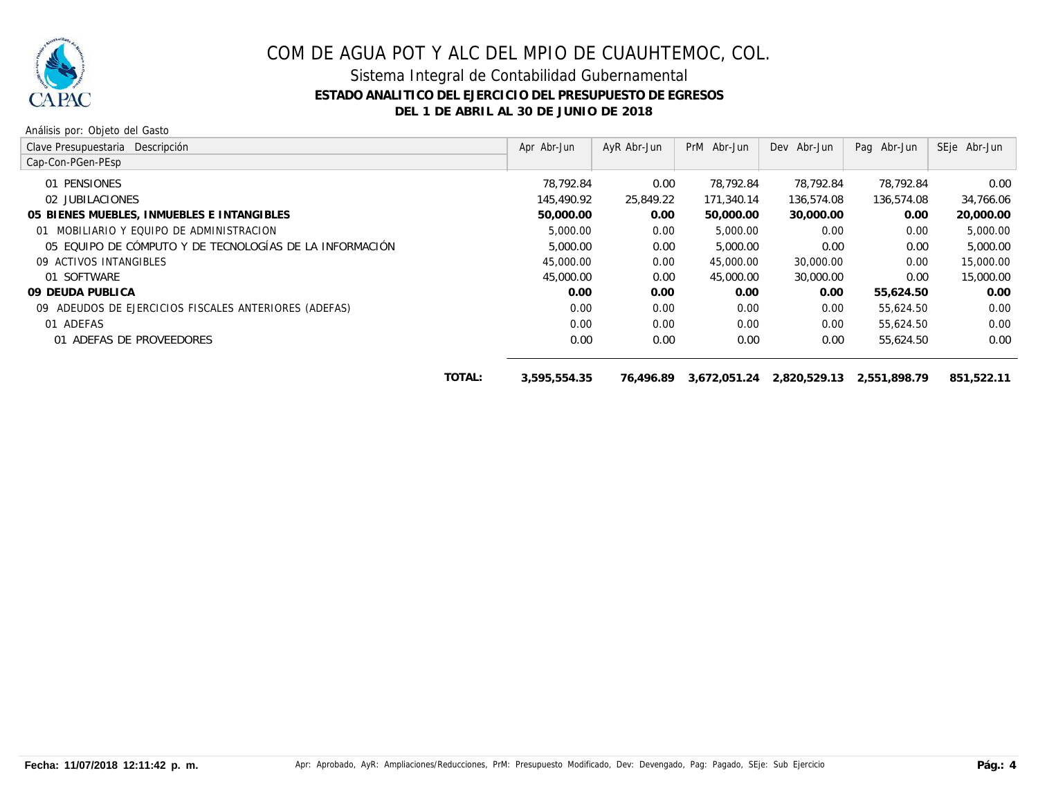# COM DE AGUA POT Y ALC DEL MPIO DE CUAUHTEMOC, COL.

## Sistema Integral de Contabilidad Gubernamental

**ESTADO ANALITICO DEL EJERCICIO DEL PRESUPUESTO DE EGRESOS**

**DEL 1 DE ABRIL AL 30 DE JUNIO DE 2018**

Análisis por: Objeto del Gasto

| Clave Presupuestaria Descripción<br>Cap-Con-PGen-PEsp | Apr Abr-Jun | AyR Abr-Jun | PrM Abr-Jun | Dev Abr-Jun | Pag Abr-Jun | SEje Abr-Jun |
|---|---|---|---|---|---|---|
| 01 PENSIONES | 78,792.84 | 0.00 | 78,792.84 | 78,792.84 | 78,792.84 | 0.00 |
| 02 JUBILACIONES | 145,490.92 | 25,849.22 | 171,340.14 | 136,574.08 | 136,574.08 | 34,766.06 |
| **05 BIENES MUEBLES, INMUEBLES E INTANGIBLES** | **50,000.00** | **0.00** | **50,000.00** | **30,000.00** | **0.00** | **20,000.00** |
| 01 MOBILIARIO Y EQUIPO DE ADMINISTRACION | 5,000.00 | 0.00 | 5,000.00 | 0.00 | 0.00 | 5,000.00 |
| 05 EQUIPO DE CÓMPUTO Y DE TECNOLOGÍAS DE LA INFORMACIÓN | 5,000.00 | 0.00 | 5,000.00 | 0.00 | 0.00 | 5,000.00 |
| 09 ACTIVOS INTANGIBLES | 45,000.00 | 0.00 | 45,000.00 | 30,000.00 | 0.00 | 15,000.00 |
| 01 SOFTWARE | 45,000.00 | 0.00 | 45,000.00 | 30,000.00 | 0.00 | 15,000.00 |
| **09 DEUDA PUBLICA** | **0.00** | **0.00** | **0.00** | **0.00** | **55,624.50** | **0.00** |
| 09 ADEUDOS DE EJERCICIOS FISCALES ANTERIORES (ADEFAS) | 0.00 | 0.00 | 0.00 | 0.00 | 55,624.50 | 0.00 |
| 01 ADEFAS | 0.00 | 0.00 | 0.00 | 0.00 | 55,624.50 | 0.00 |
| 01 ADEFAS DE PROVEEDORES | 0.00 | 0.00 | 0.00 | 0.00 | 55,624.50 | 0.00 |
| **TOTAL:** | **3,595,554.35** | **76,496.89** | **3,672,051.24** | **2,820,529.13** | **2,551,898.79** | **851,522.11** |

**Fecha: 11/07/2018 12:11:42 p. m.**

Apr: Aprobado, AyR: Ampliaciones/Reducciones, PrM: Presupuesto Modificado, Dev: Devengado, Pag: Pagado, SEje: Sub Ejercicio